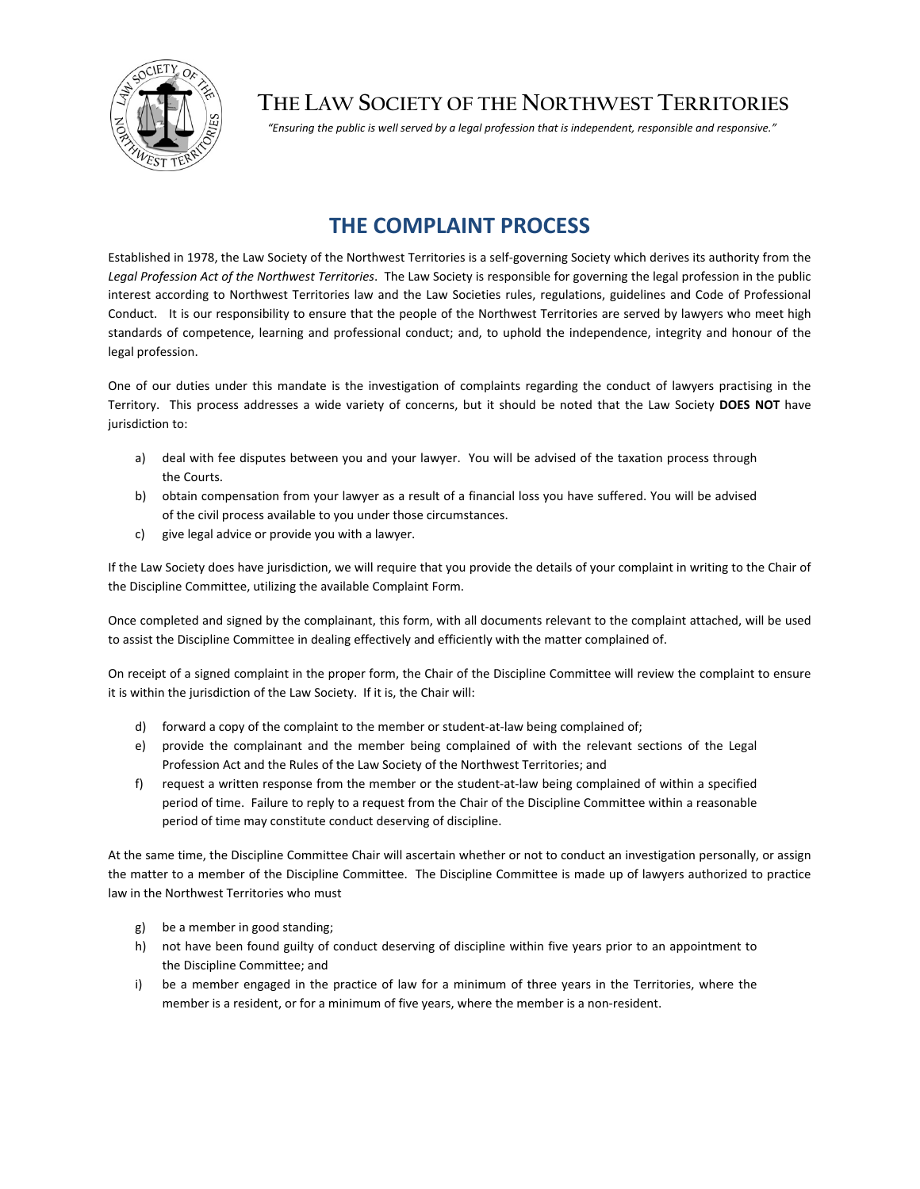# THE LAW SOCIETY OF THE NORTHWEST TERRITORIES

*"Ensuring the public is well served by a legal profession that is independent, responsible and responsive."*

## THE COMPLAINT PROCESS

Established in 1978, the Law Society of the Northwest Territories is a self-governing Society which derives its authority from the *Legal Profession Act of the Northwest Territories*. The Law Society is responsible for governing the legal profession in the public interest according to Northwest Territories law and the Law Societies rules, regulations, guidelines and Code of Professional Conduct. It is our responsibility to ensure that the people of the Northwest Territories are served by lawyers who meet high standards of competence, learning and professional conduct; and, to uphold the independence, integrity and honour of the legal profession.

One of our duties under this mandate is the investigation of complaints regarding the conduct of lawyers practising in the Territory. This process addresses a wide variety of concerns, but it should be noted that the Law Society **DOES NOT** have jurisdiction to:

a) deal with fee disputes between you and your lawyer. You will be advised of the taxation process through the Courts.
b) obtain compensation from your lawyer as a result of a financial loss you have suffered. You will be advised of the civil process available to you under those circumstances.
c) give legal advice or provide you with a lawyer.

If the Law Society does have jurisdiction, we will require that you provide the details of your complaint in writing to the Chair of the Discipline Committee, utilizing the available Complaint Form.

Once completed and signed by the complainant, this form, with all documents relevant to the complaint attached, will be used to assist the Discipline Committee in dealing effectively and efficiently with the matter complained of.

On receipt of a signed complaint in the proper form, the Chair of the Discipline Committee will review the complaint to ensure it is within the jurisdiction of the Law Society. If it is, the Chair will:

d) forward a copy of the complaint to the member or student-at-law being complained of;
e) provide the complainant and the member being complained of with the relevant sections of the Legal Profession Act and the Rules of the Law Society of the Northwest Territories; and
f) request a written response from the member or the student-at-law being complained of within a specified period of time. Failure to reply to a request from the Chair of the Discipline Committee within a reasonable period of time may constitute conduct deserving of discipline.

At the same time, the Discipline Committee Chair will ascertain whether or not to conduct an investigation personally, or assign the matter to a member of the Discipline Committee. The Discipline Committee is made up of lawyers authorized to practice law in the Northwest Territories who must

g) be a member in good standing;
h) not have been found guilty of conduct deserving of discipline within five years prior to an appointment to the Discipline Committee; and
i) be a member engaged in the practice of law for a minimum of three years in the Territories, where the member is a resident, or for a minimum of five years, where the member is a non-resident.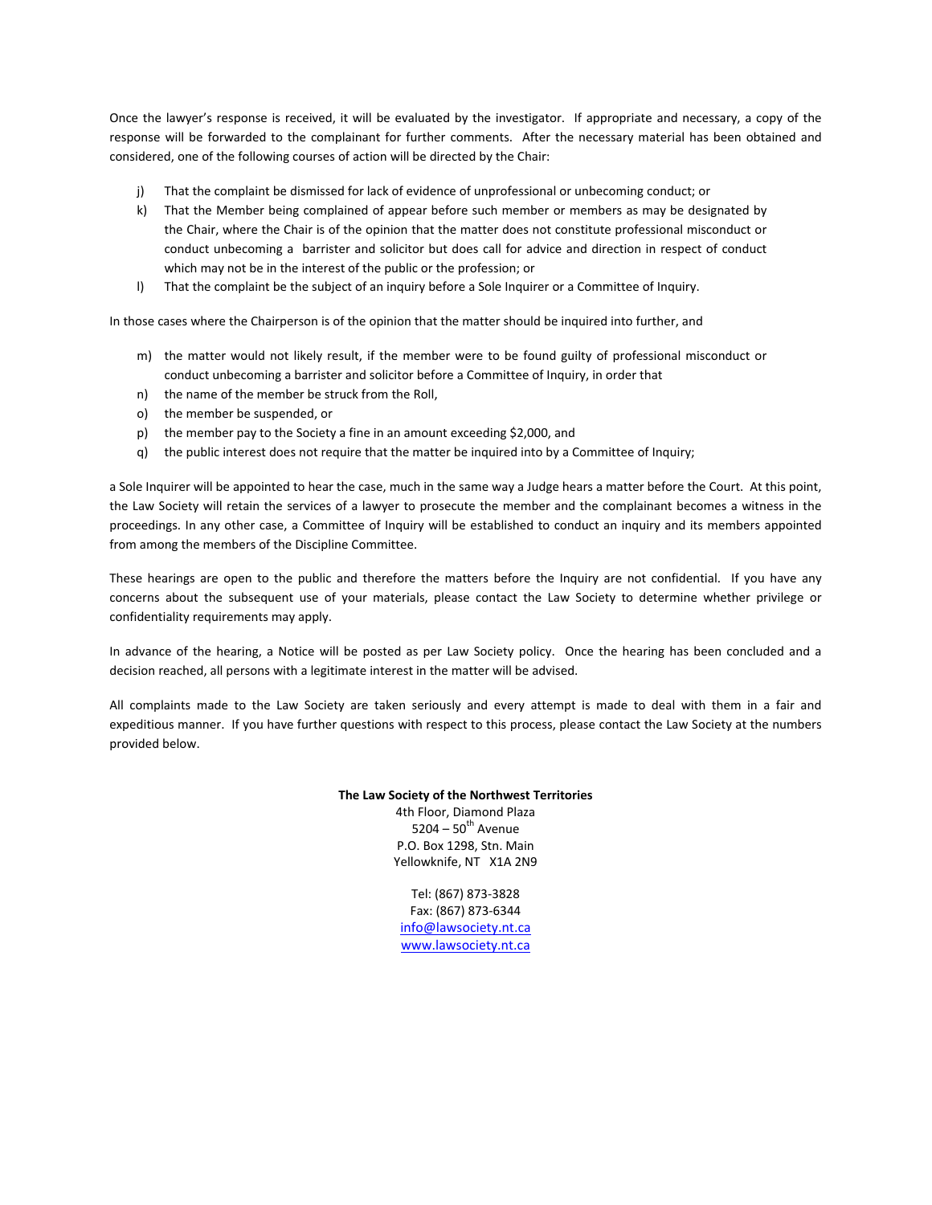Once the lawyer's response is received, it will be evaluated by the investigator. If appropriate and necessary, a copy of the response will be forwarded to the complainant for further comments. After the necessary material has been obtained and considered, one of the following courses of action will be directed by the Chair:

j) That the complaint be dismissed for lack of evidence of unprofessional or unbecoming conduct; or

k) That the Member being complained of appear before such member or members as may be designated by the Chair, where the Chair is of the opinion that the matter does not constitute professional misconduct or conduct unbecoming a barrister and solicitor but does call for advice and direction in respect of conduct which may not be in the interest of the public or the profession; or

l) That the complaint be the subject of an inquiry before a Sole Inquirer or a Committee of Inquiry.

In those cases where the Chairperson is of the opinion that the matter should be inquired into further, and

m) the matter would not likely result, if the member were to be found guilty of professional misconduct or conduct unbecoming a barrister and solicitor before a Committee of Inquiry, in order that

n) the name of the member be struck from the Roll,

o) the member be suspended, or

p) the member pay to the Society a fine in an amount exceeding $2,000, and

q) the public interest does not require that the matter be inquired into by a Committee of Inquiry;

a Sole Inquirer will be appointed to hear the case, much in the same way a Judge hears a matter before the Court. At this point, the Law Society will retain the services of a lawyer to prosecute the member and the complainant becomes a witness in the proceedings. In any other case, a Committee of Inquiry will be established to conduct an inquiry and its members appointed from among the members of the Discipline Committee.

These hearings are open to the public and therefore the matters before the Inquiry are not confidential. If you have any concerns about the subsequent use of your materials, please contact the Law Society to determine whether privilege or confidentiality requirements may apply.

In advance of the hearing, a Notice will be posted as per Law Society policy. Once the hearing has been concluded and a decision reached, all persons with a legitimate interest in the matter will be advised.

All complaints made to the Law Society are taken seriously and every attempt is made to deal with them in a fair and expeditious manner. If you have further questions with respect to this process, please contact the Law Society at the numbers provided below.

**The Law Society of the Northwest Territories**
4th Floor, Diamond Plaza
5204 – 50th Avenue
P.O. Box 1298, Stn. Main
Yellowknife, NT X1A 2N9

Tel: (867) 873-3828
Fax: (867) 873-6344
info@lawsociety.nt.ca
www.lawsociety.nt.ca